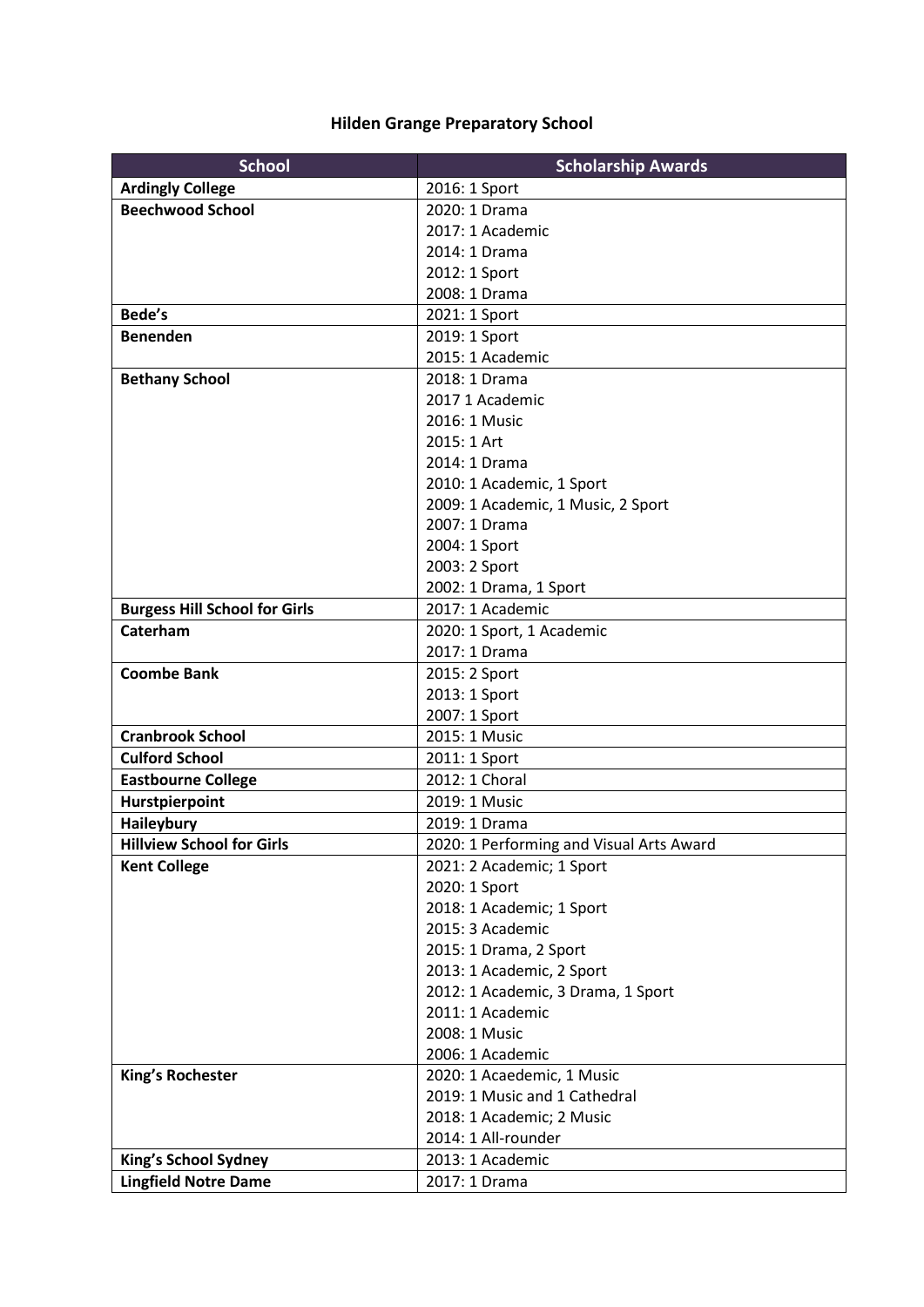# Hilden Grange Preparatory School

| School | Scholarship Awards |
|---|---|
| **Ardingly College** | 2016: 1 Sport |
| **Beechwood School** | 2020: 1 Drama |
| | 2017: 1 Academic |
| | 2014: 1 Drama |
| | 2012: 1 Sport |
| | 2008: 1 Drama |
| **Bede's** | 2021: 1 Sport |
| **Benenden** | 2019: 1 Sport |
| | 2015: 1 Academic |
| **Bethany School** | 2018: 1 Drama |
| | 2017 1 Academic |
| | 2016: 1 Music |
| | 2015: 1 Art |
| | 2014: 1 Drama |
| | 2010: 1 Academic, 1 Sport |
| | 2009: 1 Academic, 1 Music, 2 Sport |
| | 2007: 1 Drama |
| | 2004: 1 Sport |
| | 2003: 2 Sport |
| | 2002: 1 Drama, 1 Sport |
| **Burgess Hill School for Girls** | 2017: 1 Academic |
| **Caterham** | 2020: 1 Sport, 1 Academic |
| | 2017: 1 Drama |
| **Coombe Bank** | 2015: 2 Sport |
| | 2013: 1 Sport |
| | 2007: 1 Sport |
| **Cranbrook School** | 2015: 1 Music |
| **Culford School** | 2011: 1 Sport |
| **Eastbourne College** | 2012: 1 Choral |
| **Hurstpierpoint** | 2019: 1 Music |
| **Haileybury** | 2019: 1 Drama |
| **Hillview School for Girls** | 2020: 1 Performing and Visual Arts Award |
| **Kent College** | 2021: 2 Academic; 1 Sport |
| | 2020: 1 Sport |
| | 2018: 1 Academic; 1 Sport |
| | 2015: 3 Academic |
| | 2015: 1 Drama, 2 Sport |
| | 2013: 1 Academic, 2 Sport |
| | 2012: 1 Academic, 3 Drama, 1 Sport |
| | 2011: 1 Academic |
| | 2008: 1 Music |
| | 2006: 1 Academic |
| **King's Rochester** | 2020: 1 Acaedemic, 1 Music |
| | 2019: 1 Music and 1 Cathedral |
| | 2018: 1 Academic; 2 Music |
| | 2014: 1 All-rounder |
| **King's School Sydney** | 2013: 1 Academic |
| **Lingfield Notre Dame** | 2017: 1 Drama |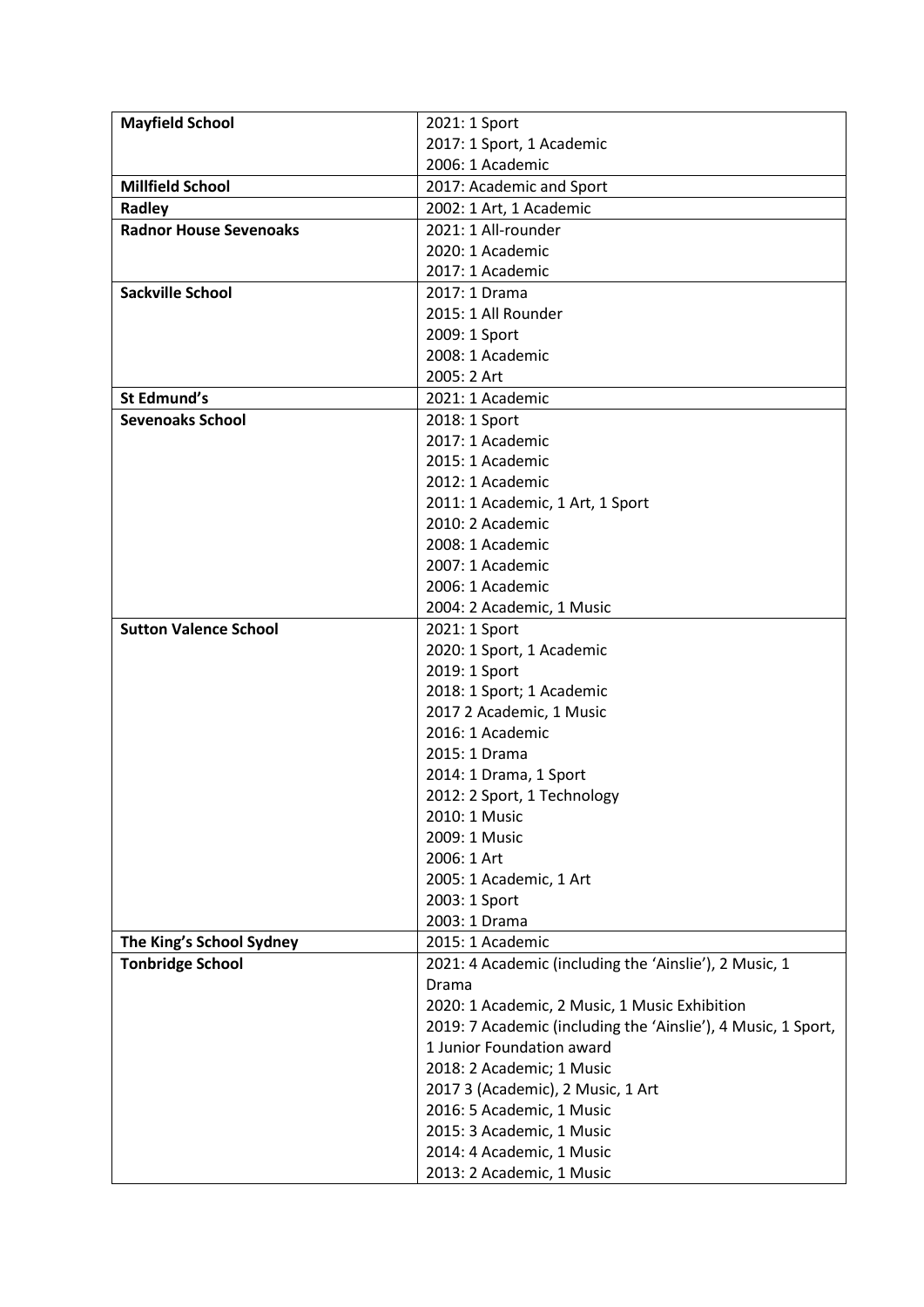| | |
|---|---|
| **Mayfield School** | 2021: 1 Sport<br>2017: 1 Sport, 1 Academic<br>2006: 1 Academic |
| **Millfield School** | 2017: Academic and Sport |
| **Radley** | 2002: 1 Art, 1 Academic |
| **Radnor House Sevenoaks** | 2021: 1 All-rounder<br>2020: 1 Academic<br>2017: 1 Academic |
| **Sackville School** | 2017: 1 Drama<br>2015: 1 All Rounder<br>2009: 1 Sport<br>2008: 1 Academic<br>2005: 2 Art |
| **St Edmund's** | 2021: 1 Academic |
| **Sevenoaks School** | 2018: 1 Sport<br>2017: 1 Academic<br>2015: 1 Academic<br>2012: 1 Academic<br>2011: 1 Academic, 1 Art, 1 Sport<br>2010: 2 Academic<br>2008: 1 Academic<br>2007: 1 Academic<br>2006: 1 Academic<br>2004: 2 Academic, 1 Music |
| **Sutton Valence School** | 2021: 1 Sport<br>2020: 1 Sport, 1 Academic<br>2019: 1 Sport<br>2018: 1 Sport; 1 Academic<br>2017 2 Academic, 1 Music<br>2016: 1 Academic<br>2015: 1 Drama<br>2014: 1 Drama, 1 Sport<br>2012: 2 Sport, 1 Technology<br>2010: 1 Music<br>2009: 1 Music<br>2006: 1 Art<br>2005: 1 Academic, 1 Art<br>2003: 1 Sport<br>2003: 1 Drama |
| **The King's School Sydney** | 2015: 1 Academic |
| **Tonbridge School** | 2021: 4 Academic (including the 'Ainslie'), 2 Music, 1 Drama<br>2020: 1 Academic, 2 Music, 1 Music Exhibition<br>2019: 7 Academic (including the 'Ainslie'), 4 Music, 1 Sport, 1 Junior Foundation award<br>2018: 2 Academic; 1 Music<br>2017 3 (Academic), 2 Music, 1 Art<br>2016: 5 Academic, 1 Music<br>2015: 3 Academic, 1 Music<br>2014: 4 Academic, 1 Music<br>2013: 2 Academic, 1 Music |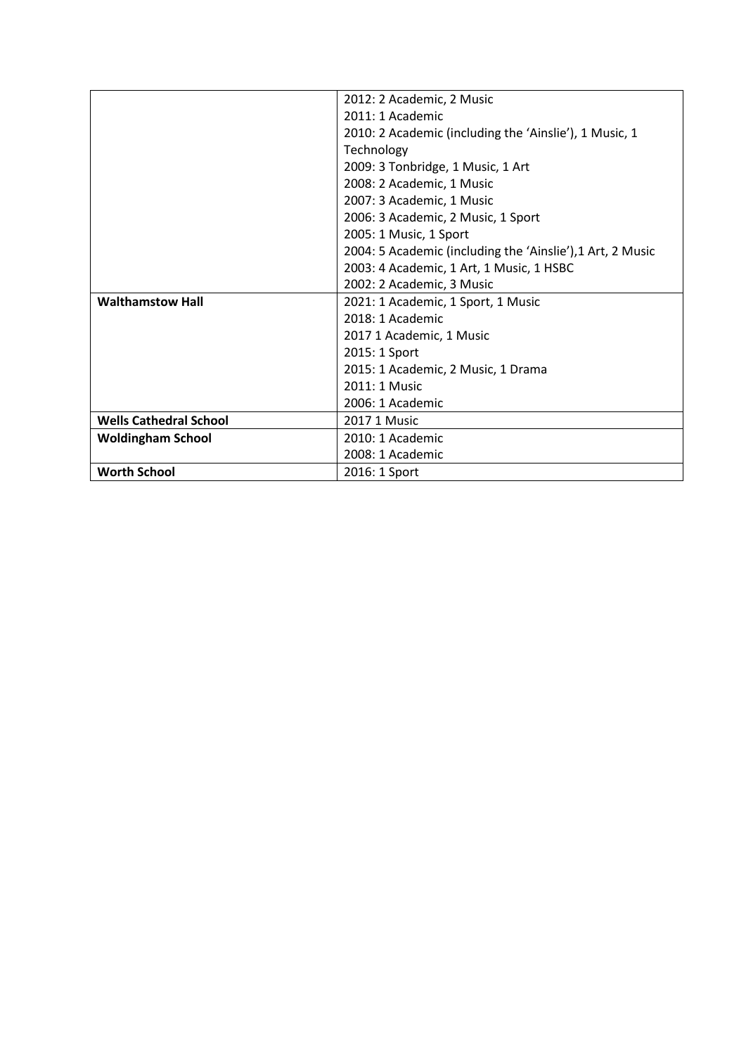| | |
|---|---|
| | 2012: 2 Academic, 2 Music<br>2011: 1 Academic<br>2010: 2 Academic (including the 'Ainslie'), 1 Music, 1 Technology<br>2009: 3 Tonbridge, 1 Music, 1 Art<br>2008: 2 Academic, 1 Music<br>2007: 3 Academic, 1 Music<br>2006: 3 Academic, 2 Music, 1 Sport<br>2005: 1 Music, 1 Sport<br>2004: 5 Academic (including the 'Ainslie'),1 Art, 2 Music<br>2003: 4 Academic, 1 Art, 1 Music, 1 HSBC<br>2002: 2 Academic, 3 Music |
| **Walthamstow Hall** | 2021: 1 Academic, 1 Sport, 1 Music<br>2018: 1 Academic<br>2017 1 Academic, 1 Music<br>2015: 1 Sport<br>2015: 1 Academic, 2 Music, 1 Drama<br>2011: 1 Music<br>2006: 1 Academic |
| **Wells Cathedral School** | 2017 1 Music |
| **Woldingham School** | 2010: 1 Academic<br>2008: 1 Academic |
| **Worth School** | 2016: 1 Sport |